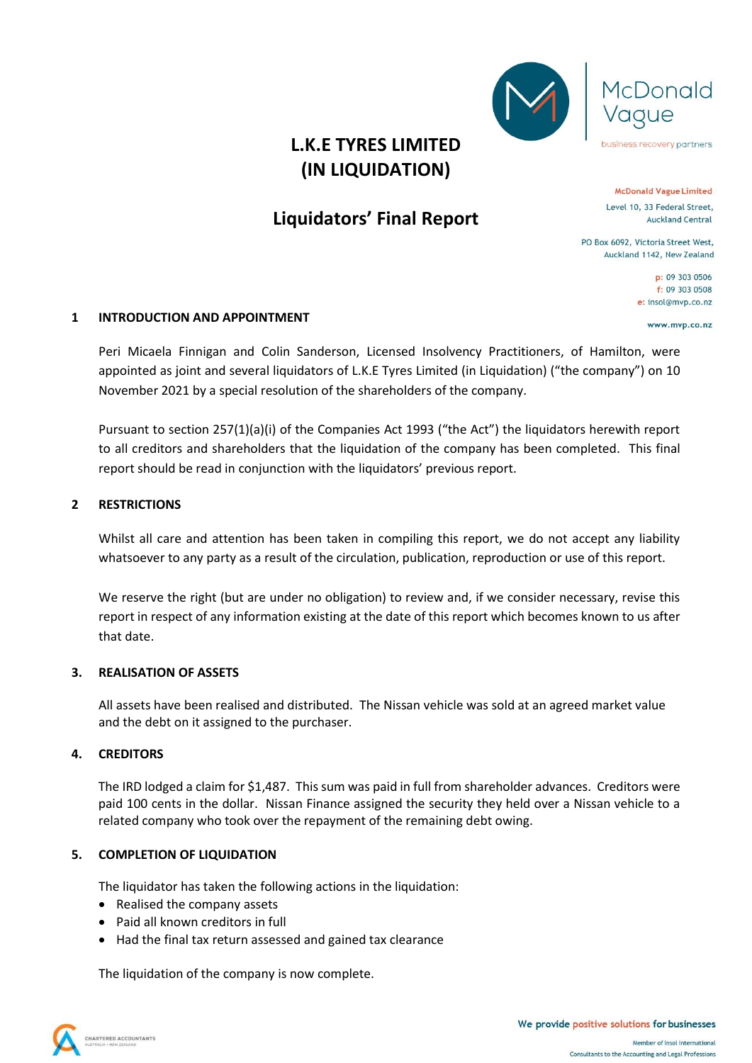McDonald Vague

business recovery partners

**McDonald Vague Limited**
Level 10, 33 Federal Street,
Auckland Central

PO Box 6092, Victoria Street West,
Auckland 1142, New Zealand

p: 09 303 0506
f: 09 303 0508
e: insol@mvp.co.nz

www.mvp.co.nz

# L.K.E TYRES LIMITED (IN LIQUIDATION)

# Liquidators' Final Report

## 1 INTRODUCTION AND APPOINTMENT

Peri Micaela Finnigan and Colin Sanderson, Licensed Insolvency Practitioners, of Hamilton, were appointed as joint and several liquidators of L.K.E Tyres Limited (in Liquidation) ("the company") on 10 November 2021 by a special resolution of the shareholders of the company.

Pursuant to section 257(1)(a)(i) of the Companies Act 1993 ("the Act") the liquidators herewith report to all creditors and shareholders that the liquidation of the company has been completed. This final report should be read in conjunction with the liquidators' previous report.

## 2 RESTRICTIONS

Whilst all care and attention has been taken in compiling this report, we do not accept any liability whatsoever to any party as a result of the circulation, publication, reproduction or use of this report.

We reserve the right (but are under no obligation) to review and, if we consider necessary, revise this report in respect of any information existing at the date of this report which becomes known to us after that date.

## 3. REALISATION OF ASSETS

All assets have been realised and distributed. The Nissan vehicle was sold at an agreed market value and the debt on it assigned to the purchaser.

## 4. CREDITORS

The IRD lodged a claim for $1,487. This sum was paid in full from shareholder advances. Creditors were paid 100 cents in the dollar. Nissan Finance assigned the security they held over a Nissan vehicle to a related company who took over the repayment of the remaining debt owing.

## 5. COMPLETION OF LIQUIDATION

The liquidator has taken the following actions in the liquidation:

- Realised the company assets
- Paid all known creditors in full
- Had the final tax return assessed and gained tax clearance

The liquidation of the company is now complete.

CHARTERED ACCOUNTANTS AUSTRALIA + NEW ZEALAND

We provide positive solutions for businesses

Member of Insol International
Consultants to the Accounting and Legal Professions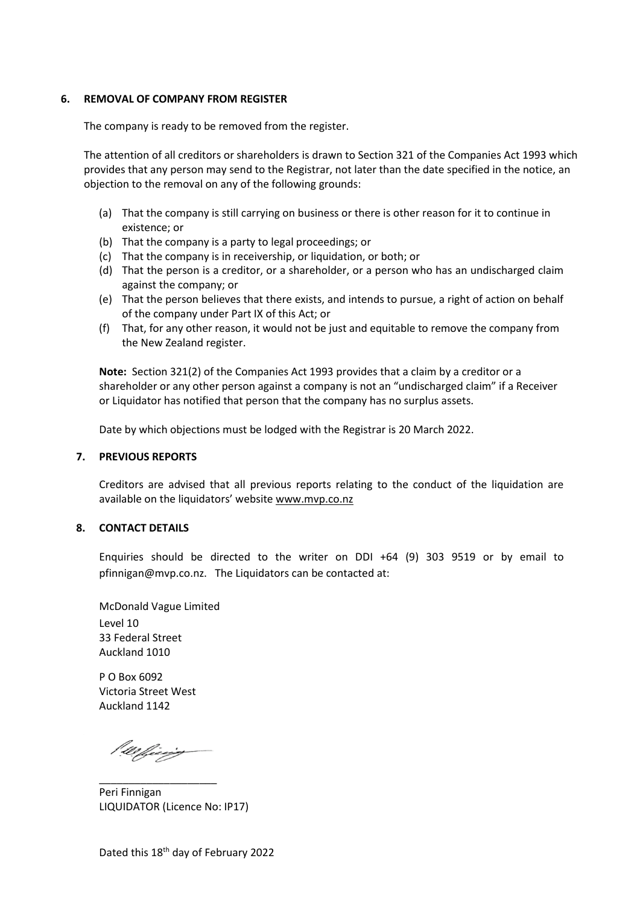## 6. REMOVAL OF COMPANY FROM REGISTER

The company is ready to be removed from the register.

The attention of all creditors or shareholders is drawn to Section 321 of the Companies Act 1993 which provides that any person may send to the Registrar, not later than the date specified in the notice, an objection to the removal on any of the following grounds:

(a) That the company is still carrying on business or there is other reason for it to continue in existence; or
(b) That the company is a party to legal proceedings; or
(c) That the company is in receivership, or liquidation, or both; or
(d) That the person is a creditor, or a shareholder, or a person who has an undischarged claim against the company; or
(e) That the person believes that there exists, and intends to pursue, a right of action on behalf of the company under Part IX of this Act; or
(f) That, for any other reason, it would not be just and equitable to remove the company from the New Zealand register.

**Note:** Section 321(2) of the Companies Act 1993 provides that a claim by a creditor or a shareholder or any other person against a company is not an "undischarged claim" if a Receiver or Liquidator has notified that person that the company has no surplus assets.

Date by which objections must be lodged with the Registrar is 20 March 2022.

## 7. PREVIOUS REPORTS

Creditors are advised that all previous reports relating to the conduct of the liquidation are available on the liquidators' website www.mvp.co.nz

## 8. CONTACT DETAILS

Enquiries should be directed to the writer on DDI +64 (9) 303 9519 or by email to pfinnigan@mvp.co.nz. The Liquidators can be contacted at:

McDonald Vague Limited
Level 10
33 Federal Street
Auckland 1010

P O Box 6092
Victoria Street West
Auckland 1142

\_\_\_\_\_\_\_\_\_\_\_\_\_\_\_\_\_\_\_\_
Peri Finnigan
LIQUIDATOR (Licence No: IP17)

Dated this 18th day of February 2022